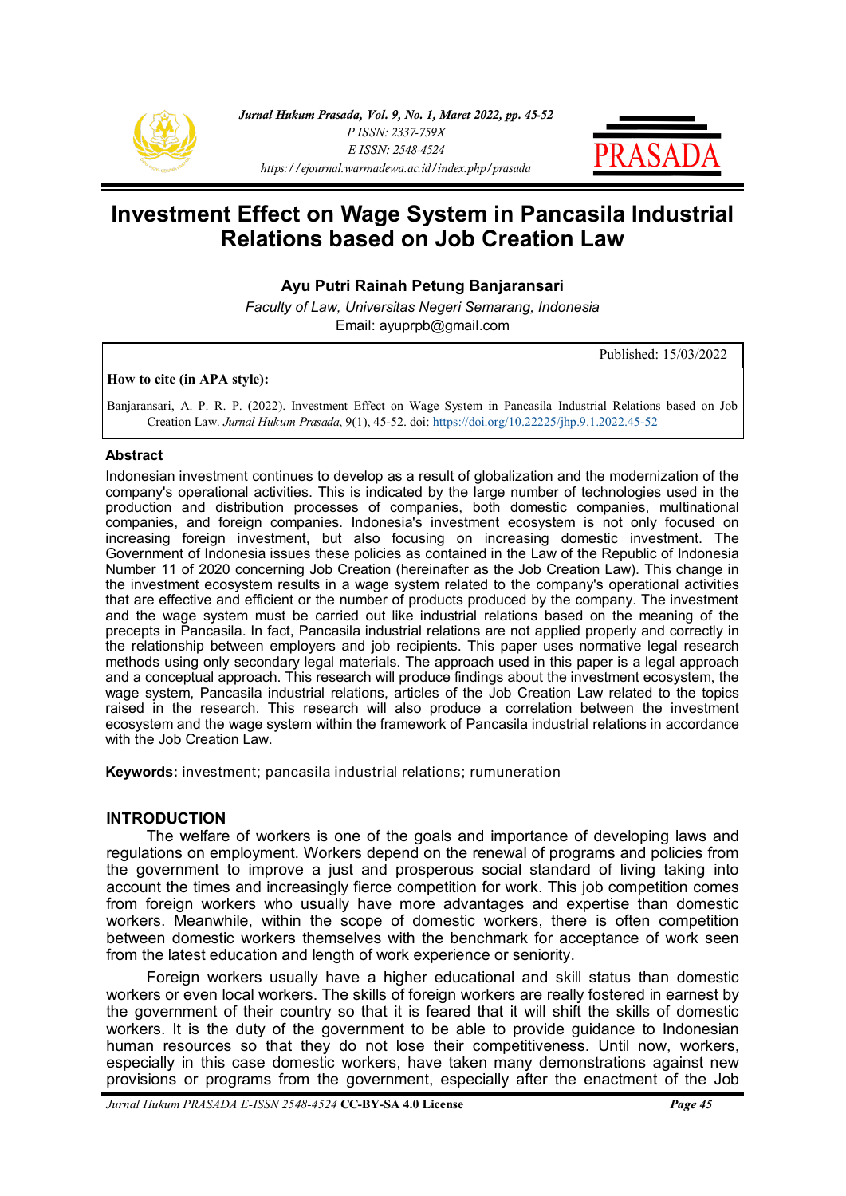# Investment Effect on Wage System in Pancasila Industrial Relations based on Job Creation Law

**Ayu Putri Rainah Petung Banjaransari**

*Faculty of Law, Universitas Negeri Semarang, Indonesia*

Email: ayuprpb@gmail.com

Published: 15/03/2022

**How to cite (in APA style):**

Banjaransari, A. P. R. P. (2022). Investment Effect on Wage System in Pancasila Industrial Relations based on Job Creation Law. *Jurnal Hukum Prasada*, 9(1), 45-52. doi: https://doi.org/10.22225/jhp.9.1.2022.45-52

## Abstract

Indonesian investment continues to develop as a result of globalization and the modernization of the company's operational activities. This is indicated by the large number of technologies used in the production and distribution processes of companies, both domestic companies, multinational companies, and foreign companies. Indonesia's investment ecosystem is not only focused on increasing foreign investment, but also focusing on increasing domestic investment. The Government of Indonesia issues these policies as contained in the Law of the Republic of Indonesia Number 11 of 2020 concerning Job Creation (hereinafter as the Job Creation Law). This change in the investment ecosystem results in a wage system related to the company's operational activities that are effective and efficient or the number of products produced by the company. The investment and the wage system must be carried out like industrial relations based on the meaning of the precepts in Pancasila. In fact, Pancasila industrial relations are not applied properly and correctly in the relationship between employers and job recipients. This paper uses normative legal research methods using only secondary legal materials. The approach used in this paper is a legal approach and a conceptual approach. This research will produce findings about the investment ecosystem, the wage system, Pancasila industrial relations, articles of the Job Creation Law related to the topics raised in the research. This research will also produce a correlation between the investment ecosystem and the wage system within the framework of Pancasila industrial relations in accordance with the Job Creation Law.

**Keywords:** investment; pancasila industrial relations; rumuneration

## INTRODUCTION

The welfare of workers is one of the goals and importance of developing laws and regulations on employment. Workers depend on the renewal of programs and policies from the government to improve a just and prosperous social standard of living taking into account the times and increasingly fierce competition for work. This job competition comes from foreign workers who usually have more advantages and expertise than domestic workers. Meanwhile, within the scope of domestic workers, there is often competition between domestic workers themselves with the benchmark for acceptance of work seen from the latest education and length of work experience or seniority.

Foreign workers usually have a higher educational and skill status than domestic workers or even local workers. The skills of foreign workers are really fostered in earnest by the government of their country so that it is feared that it will shift the skills of domestic workers. It is the duty of the government to be able to provide guidance to Indonesian human resources so that they do not lose their competitiveness. Until now, workers, especially in this case domestic workers, have taken many demonstrations against new provisions or programs from the government, especially after the enactment of the Job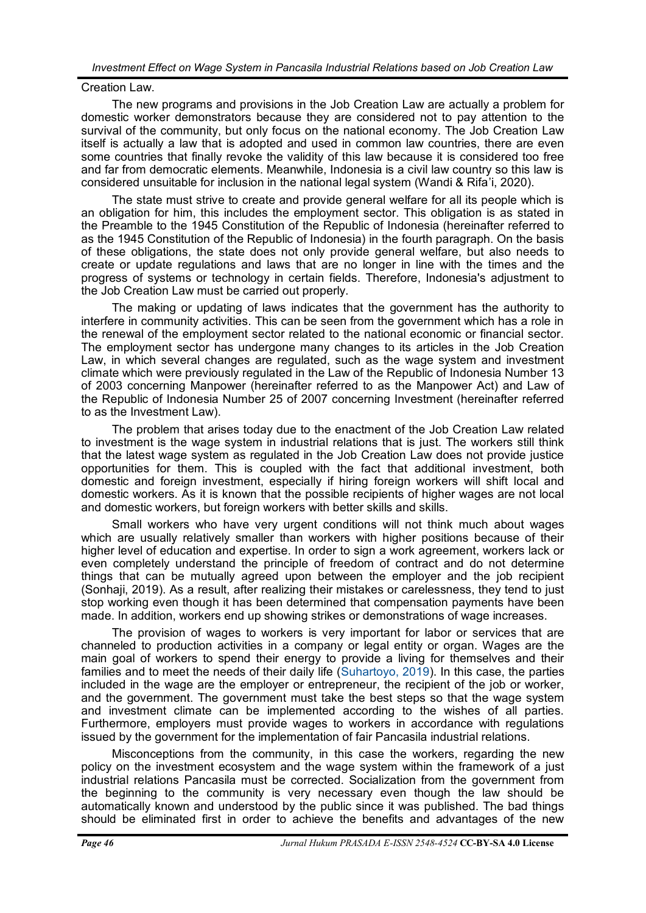Creation Law.

The new programs and provisions in the Job Creation Law are actually a problem for domestic worker demonstrators because they are considered not to pay attention to the survival of the community, but only focus on the national economy. The Job Creation Law itself is actually a law that is adopted and used in common law countries, there are even some countries that finally revoke the validity of this law because it is considered too free and far from democratic elements. Meanwhile, Indonesia is a civil law country so this law is considered unsuitable for inclusion in the national legal system (Wandi & Rifa'i, 2020).

The state must strive to create and provide general welfare for all its people which is an obligation for him, this includes the employment sector. This obligation is as stated in the Preamble to the 1945 Constitution of the Republic of Indonesia (hereinafter referred to as the 1945 Constitution of the Republic of Indonesia) in the fourth paragraph. On the basis of these obligations, the state does not only provide general welfare, but also needs to create or update regulations and laws that are no longer in line with the times and the progress of systems or technology in certain fields. Therefore, Indonesia's adjustment to the Job Creation Law must be carried out properly.

The making or updating of laws indicates that the government has the authority to interfere in community activities. This can be seen from the government which has a role in the renewal of the employment sector related to the national economic or financial sector. The employment sector has undergone many changes to its articles in the Job Creation Law, in which several changes are regulated, such as the wage system and investment climate which were previously regulated in the Law of the Republic of Indonesia Number 13 of 2003 concerning Manpower (hereinafter referred to as the Manpower Act) and Law of the Republic of Indonesia Number 25 of 2007 concerning Investment (hereinafter referred to as the Investment Law).

The problem that arises today due to the enactment of the Job Creation Law related to investment is the wage system in industrial relations that is just. The workers still think that the latest wage system as regulated in the Job Creation Law does not provide justice opportunities for them. This is coupled with the fact that additional investment, both domestic and foreign investment, especially if hiring foreign workers will shift local and domestic workers. As it is known that the possible recipients of higher wages are not local and domestic workers, but foreign workers with better skills and skills.

Small workers who have very urgent conditions will not think much about wages which are usually relatively smaller than workers with higher positions because of their higher level of education and expertise. In order to sign a work agreement, workers lack or even completely understand the principle of freedom of contract and do not determine things that can be mutually agreed upon between the employer and the job recipient (Sonhaji, 2019). As a result, after realizing their mistakes or carelessness, they tend to just stop working even though it has been determined that compensation payments have been made. In addition, workers end up showing strikes or demonstrations of wage increases.

The provision of wages to workers is very important for labor or services that are channeled to production activities in a company or legal entity or organ. Wages are the main goal of workers to spend their energy to provide a living for themselves and their families and to meet the needs of their daily life (Suhartoyo, 2019). In this case, the parties included in the wage are the employer or entrepreneur, the recipient of the job or worker, and the government. The government must take the best steps so that the wage system and investment climate can be implemented according to the wishes of all parties. Furthermore, employers must provide wages to workers in accordance with regulations issued by the government for the implementation of fair Pancasila industrial relations.

Misconceptions from the community, in this case the workers, regarding the new policy on the investment ecosystem and the wage system within the framework of a just industrial relations Pancasila must be corrected. Socialization from the government from the beginning to the community is very necessary even though the law should be automatically known and understood by the public since it was published. The bad things should be eliminated first in order to achieve the benefits and advantages of the new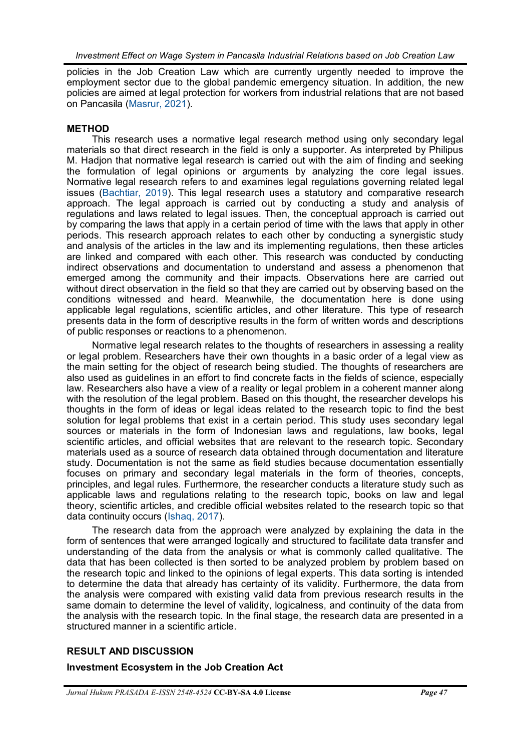policies in the Job Creation Law which are currently urgently needed to improve the employment sector due to the global pandemic emergency situation. In addition, the new policies are aimed at legal protection for workers from industrial relations that are not based on Pancasila (Masrur, 2021).

## METHOD

This research uses a normative legal research method using only secondary legal materials so that direct research in the field is only a supporter. As interpreted by Philipus M. Hadjon that normative legal research is carried out with the aim of finding and seeking the formulation of legal opinions or arguments by analyzing the core legal issues. Normative legal research refers to and examines legal regulations governing related legal issues (Bachtiar, 2019). This legal research uses a statutory and comparative research approach. The legal approach is carried out by conducting a study and analysis of regulations and laws related to legal issues. Then, the conceptual approach is carried out by comparing the laws that apply in a certain period of time with the laws that apply in other periods. This research approach relates to each other by conducting a synergistic study and analysis of the articles in the law and its implementing regulations, then these articles are linked and compared with each other. This research was conducted by conducting indirect observations and documentation to understand and assess a phenomenon that emerged among the community and their impacts. Observations here are carried out without direct observation in the field so that they are carried out by observing based on the conditions witnessed and heard. Meanwhile, the documentation here is done using applicable legal regulations, scientific articles, and other literature. This type of research presents data in the form of descriptive results in the form of written words and descriptions of public responses or reactions to a phenomenon.

Normative legal research relates to the thoughts of researchers in assessing a reality or legal problem. Researchers have their own thoughts in a basic order of a legal view as the main setting for the object of research being studied. The thoughts of researchers are also used as guidelines in an effort to find concrete facts in the fields of science, especially law. Researchers also have a view of a reality or legal problem in a coherent manner along with the resolution of the legal problem. Based on this thought, the researcher develops his thoughts in the form of ideas or legal ideas related to the research topic to find the best solution for legal problems that exist in a certain period. This study uses secondary legal sources or materials in the form of Indonesian laws and regulations, law books, legal scientific articles, and official websites that are relevant to the research topic. Secondary materials used as a source of research data obtained through documentation and literature study. Documentation is not the same as field studies because documentation essentially focuses on primary and secondary legal materials in the form of theories, concepts, principles, and legal rules. Furthermore, the researcher conducts a literature study such as applicable laws and regulations relating to the research topic, books on law and legal theory, scientific articles, and credible official websites related to the research topic so that data continuity occurs (Ishaq, 2017).

The research data from the approach were analyzed by explaining the data in the form of sentences that were arranged logically and structured to facilitate data transfer and understanding of the data from the analysis or what is commonly called qualitative. The data that has been collected is then sorted to be analyzed problem by problem based on the research topic and linked to the opinions of legal experts. This data sorting is intended to determine the data that already has certainty of its validity. Furthermore, the data from the analysis were compared with existing valid data from previous research results in the same domain to determine the level of validity, logicalness, and continuity of the data from the analysis with the research topic. In the final stage, the research data are presented in a structured manner in a scientific article.

## RESULT AND DISCUSSION

### Investment Ecosystem in the Job Creation Act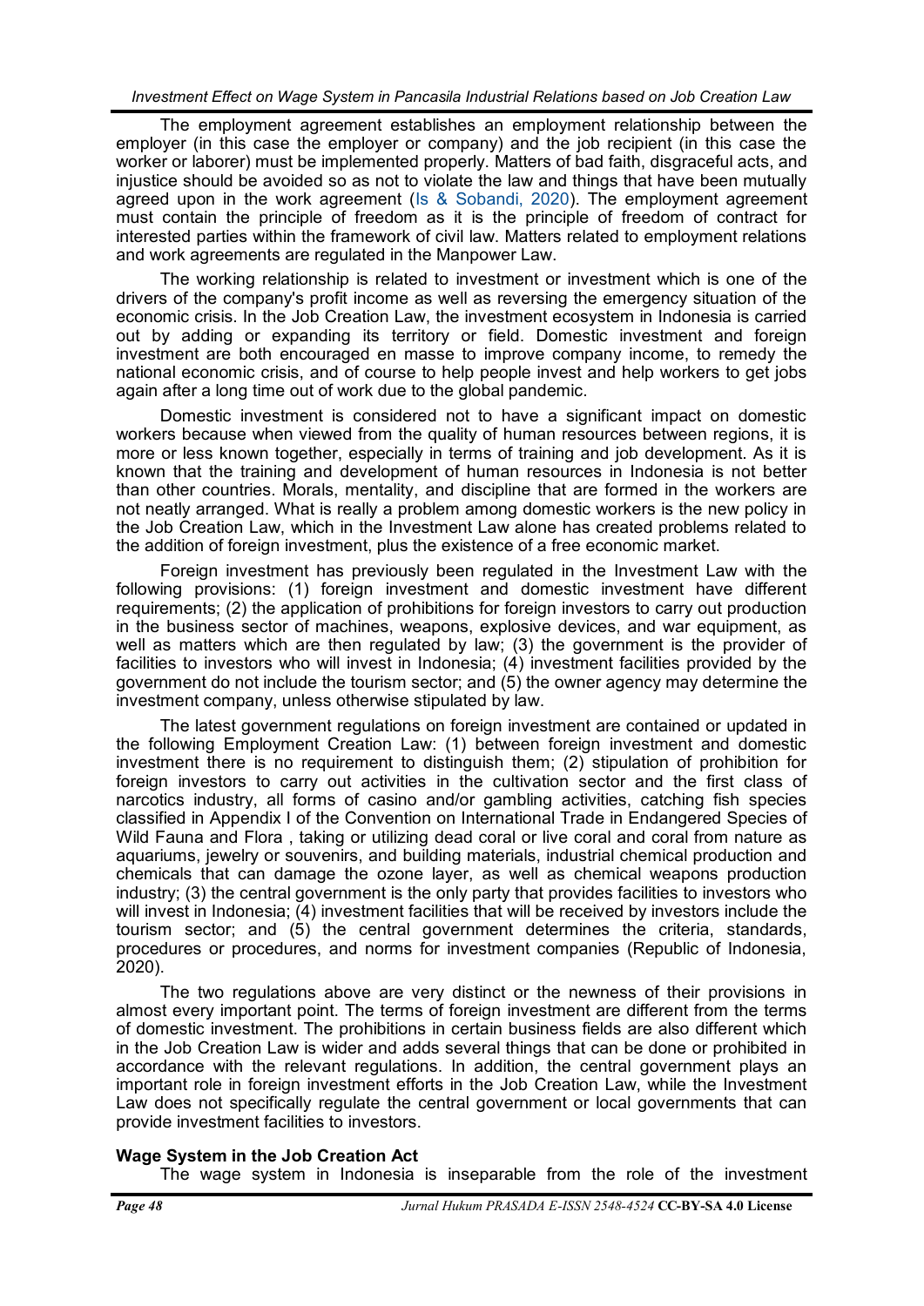The employment agreement establishes an employment relationship between the employer (in this case the employer or company) and the job recipient (in this case the worker or laborer) must be implemented properly. Matters of bad faith, disgraceful acts, and injustice should be avoided so as not to violate the law and things that have been mutually agreed upon in the work agreement (Is & Sobandi, 2020). The employment agreement must contain the principle of freedom as it is the principle of freedom of contract for interested parties within the framework of civil law. Matters related to employment relations and work agreements are regulated in the Manpower Law.

The working relationship is related to investment or investment which is one of the drivers of the company's profit income as well as reversing the emergency situation of the economic crisis. In the Job Creation Law, the investment ecosystem in Indonesia is carried out by adding or expanding its territory or field. Domestic investment and foreign investment are both encouraged en masse to improve company income, to remedy the national economic crisis, and of course to help people invest and help workers to get jobs again after a long time out of work due to the global pandemic.

Domestic investment is considered not to have a significant impact on domestic workers because when viewed from the quality of human resources between regions, it is more or less known together, especially in terms of training and job development. As it is known that the training and development of human resources in Indonesia is not better than other countries. Morals, mentality, and discipline that are formed in the workers are not neatly arranged. What is really a problem among domestic workers is the new policy in the Job Creation Law, which in the Investment Law alone has created problems related to the addition of foreign investment, plus the existence of a free economic market.

Foreign investment has previously been regulated in the Investment Law with the following provisions: (1) foreign investment and domestic investment have different requirements; (2) the application of prohibitions for foreign investors to carry out production in the business sector of machines, weapons, explosive devices, and war equipment, as well as matters which are then regulated by law; (3) the government is the provider of facilities to investors who will invest in Indonesia; (4) investment facilities provided by the government do not include the tourism sector; and (5) the owner agency may determine the investment company, unless otherwise stipulated by law.

The latest government regulations on foreign investment are contained or updated in the following Employment Creation Law: (1) between foreign investment and domestic investment there is no requirement to distinguish them; (2) stipulation of prohibition for foreign investors to carry out activities in the cultivation sector and the first class of narcotics industry, all forms of casino and/or gambling activities, catching fish species classified in Appendix I of the Convention on International Trade in Endangered Species of Wild Fauna and Flora , taking or utilizing dead coral or live coral and coral from nature as aquariums, jewelry or souvenirs, and building materials, industrial chemical production and chemicals that can damage the ozone layer, as well as chemical weapons production industry; (3) the central government is the only party that provides facilities to investors who will invest in Indonesia; (4) investment facilities that will be received by investors include the tourism sector; and (5) the central government determines the criteria, standards, procedures or procedures, and norms for investment companies (Republic of Indonesia, 2020).

The two regulations above are very distinct or the newness of their provisions in almost every important point. The terms of foreign investment are different from the terms of domestic investment. The prohibitions in certain business fields are also different which in the Job Creation Law is wider and adds several things that can be done or prohibited in accordance with the relevant regulations. In addition, the central government plays an important role in foreign investment efforts in the Job Creation Law, while the Investment Law does not specifically regulate the central government or local governments that can provide investment facilities to investors.

### Wage System in the Job Creation Act

The wage system in Indonesia is inseparable from the role of the investment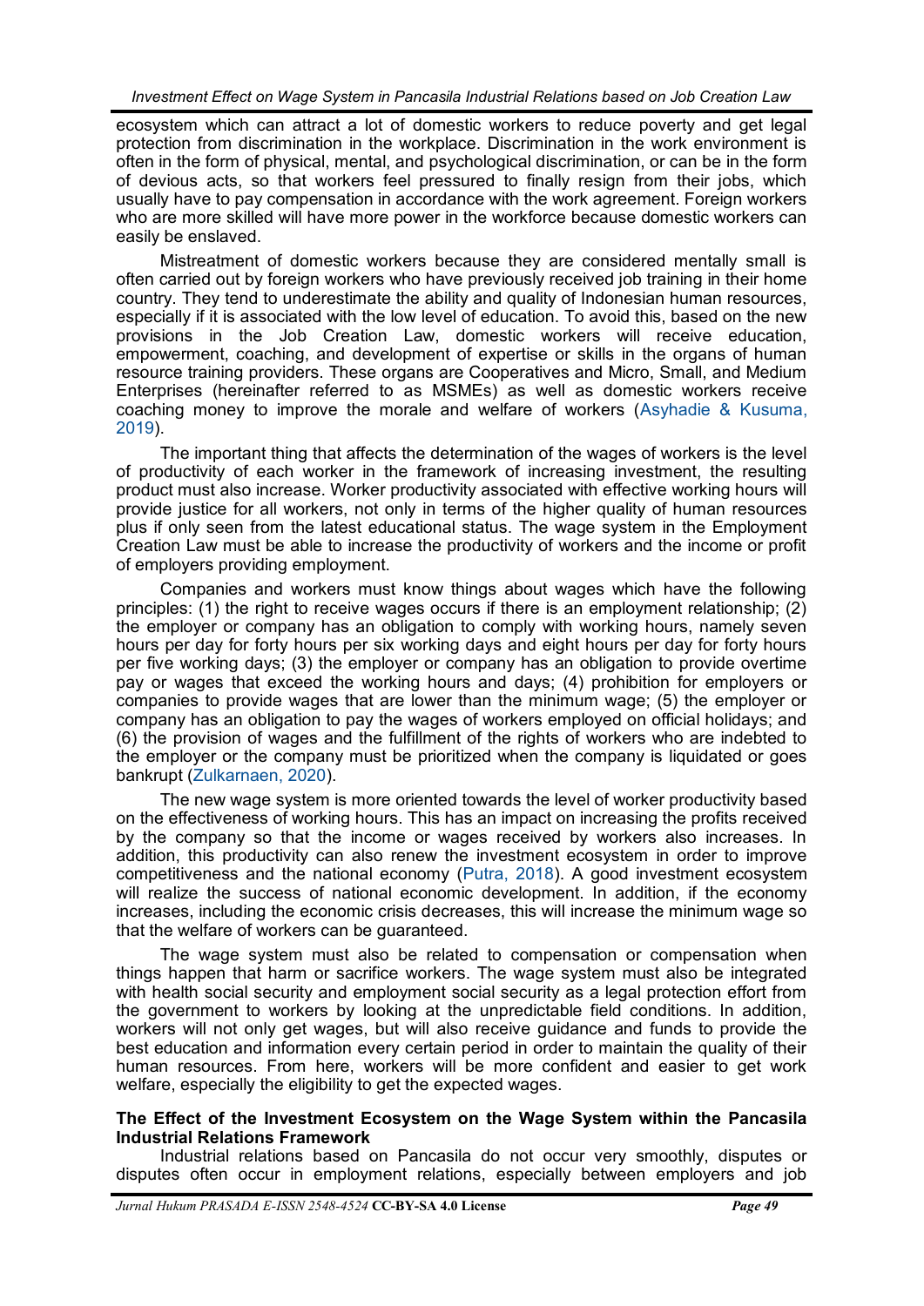ecosystem which can attract a lot of domestic workers to reduce poverty and get legal protection from discrimination in the workplace. Discrimination in the work environment is often in the form of physical, mental, and psychological discrimination, or can be in the form of devious acts, so that workers feel pressured to finally resign from their jobs, which usually have to pay compensation in accordance with the work agreement. Foreign workers who are more skilled will have more power in the workforce because domestic workers can easily be enslaved.

Mistreatment of domestic workers because they are considered mentally small is often carried out by foreign workers who have previously received job training in their home country. They tend to underestimate the ability and quality of Indonesian human resources, especially if it is associated with the low level of education. To avoid this, based on the new provisions in the Job Creation Law, domestic workers will receive education, empowerment, coaching, and development of expertise or skills in the organs of human resource training providers. These organs are Cooperatives and Micro, Small, and Medium Enterprises (hereinafter referred to as MSMEs) as well as domestic workers receive coaching money to improve the morale and welfare of workers (Asyhadie & Kusuma, 2019).

The important thing that affects the determination of the wages of workers is the level of productivity of each worker in the framework of increasing investment, the resulting product must also increase. Worker productivity associated with effective working hours will provide justice for all workers, not only in terms of the higher quality of human resources plus if only seen from the latest educational status. The wage system in the Employment Creation Law must be able to increase the productivity of workers and the income or profit of employers providing employment.

Companies and workers must know things about wages which have the following principles: (1) the right to receive wages occurs if there is an employment relationship; (2) the employer or company has an obligation to comply with working hours, namely seven hours per day for forty hours per six working days and eight hours per day for forty hours per five working days; (3) the employer or company has an obligation to provide overtime pay or wages that exceed the working hours and days; (4) prohibition for employers or companies to provide wages that are lower than the minimum wage; (5) the employer or company has an obligation to pay the wages of workers employed on official holidays; and (6) the provision of wages and the fulfillment of the rights of workers who are indebted to the employer or the company must be prioritized when the company is liquidated or goes bankrupt (Zulkarnaen, 2020).

The new wage system is more oriented towards the level of worker productivity based on the effectiveness of working hours. This has an impact on increasing the profits received by the company so that the income or wages received by workers also increases. In addition, this productivity can also renew the investment ecosystem in order to improve competitiveness and the national economy (Putra, 2018). A good investment ecosystem will realize the success of national economic development. In addition, if the economy increases, including the economic crisis decreases, this will increase the minimum wage so that the welfare of workers can be guaranteed.

The wage system must also be related to compensation or compensation when things happen that harm or sacrifice workers. The wage system must also be integrated with health social security and employment social security as a legal protection effort from the government to workers by looking at the unpredictable field conditions. In addition, workers will not only get wages, but will also receive guidance and funds to provide the best education and information every certain period in order to maintain the quality of their human resources. From here, workers will be more confident and easier to get work welfare, especially the eligibility to get the expected wages.

**The Effect of the Investment Ecosystem on the Wage System within the Pancasila Industrial Relations Framework**

Industrial relations based on Pancasila do not occur very smoothly, disputes or disputes often occur in employment relations, especially between employers and job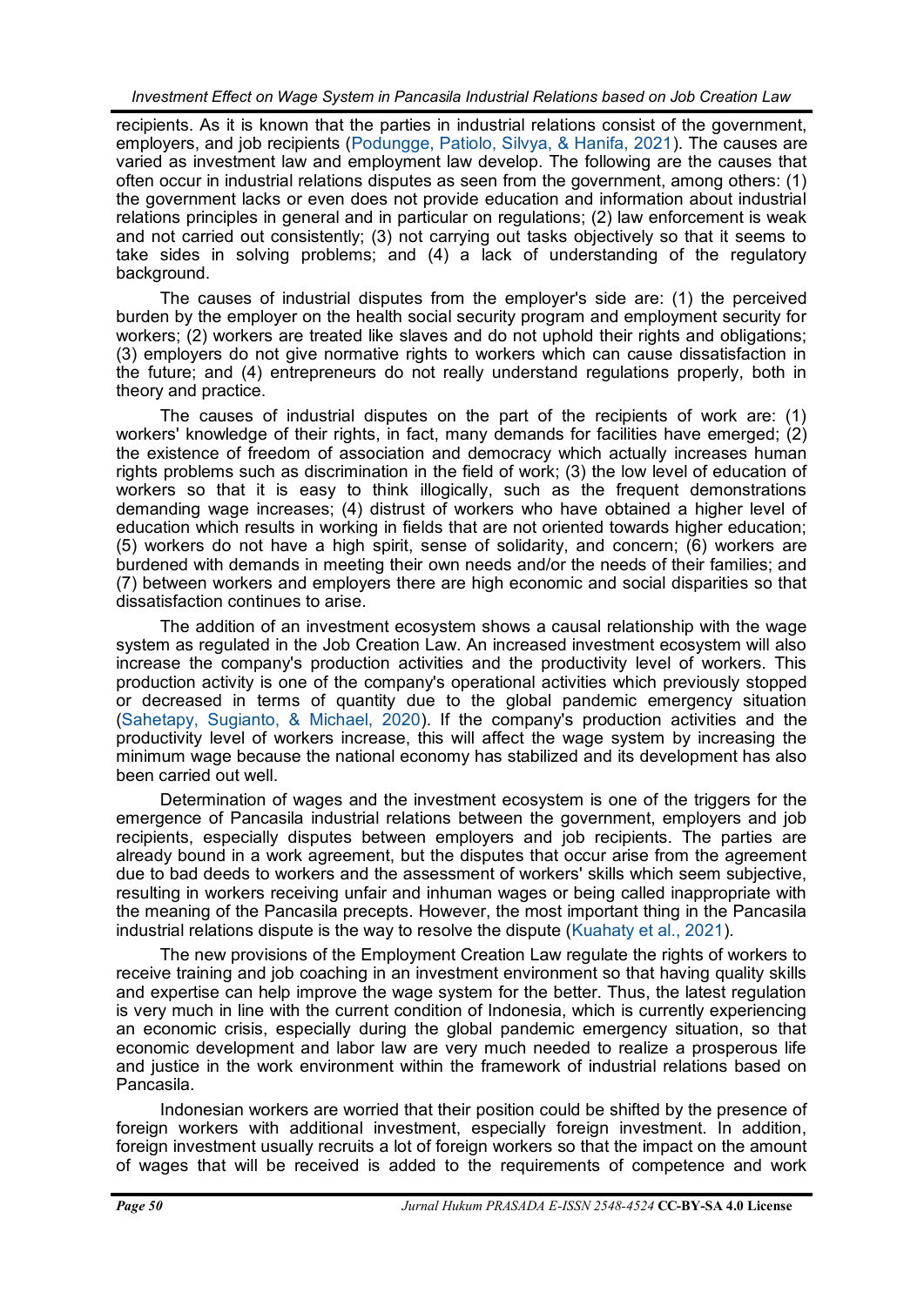recipients. As it is known that the parties in industrial relations consist of the government, employers, and job recipients (Podungge, Patiolo, Silvya, & Hanifa, 2021). The causes are varied as investment law and employment law develop. The following are the causes that often occur in industrial relations disputes as seen from the government, among others: (1) the government lacks or even does not provide education and information about industrial relations principles in general and in particular on regulations; (2) law enforcement is weak and not carried out consistently; (3) not carrying out tasks objectively so that it seems to take sides in solving problems; and (4) a lack of understanding of the regulatory background.

The causes of industrial disputes from the employer's side are: (1) the perceived burden by the employer on the health social security program and employment security for workers; (2) workers are treated like slaves and do not uphold their rights and obligations; (3) employers do not give normative rights to workers which can cause dissatisfaction in the future; and (4) entrepreneurs do not really understand regulations properly, both in theory and practice.

The causes of industrial disputes on the part of the recipients of work are: (1) workers' knowledge of their rights, in fact, many demands for facilities have emerged; (2) the existence of freedom of association and democracy which actually increases human rights problems such as discrimination in the field of work; (3) the low level of education of workers so that it is easy to think illogically, such as the frequent demonstrations demanding wage increases; (4) distrust of workers who have obtained a higher level of education which results in working in fields that are not oriented towards higher education; (5) workers do not have a high spirit, sense of solidarity, and concern; (6) workers are burdened with demands in meeting their own needs and/or the needs of their families; and (7) between workers and employers there are high economic and social disparities so that dissatisfaction continues to arise.

The addition of an investment ecosystem shows a causal relationship with the wage system as regulated in the Job Creation Law. An increased investment ecosystem will also increase the company's production activities and the productivity level of workers. This production activity is one of the company's operational activities which previously stopped or decreased in terms of quantity due to the global pandemic emergency situation (Sahetapy, Sugianto, & Michael, 2020). If the company's production activities and the productivity level of workers increase, this will affect the wage system by increasing the minimum wage because the national economy has stabilized and its development has also been carried out well.

Determination of wages and the investment ecosystem is one of the triggers for the emergence of Pancasila industrial relations between the government, employers and job recipients, especially disputes between employers and job recipients. The parties are already bound in a work agreement, but the disputes that occur arise from the agreement due to bad deeds to workers and the assessment of workers' skills which seem subjective, resulting in workers receiving unfair and inhuman wages or being called inappropriate with the meaning of the Pancasila precepts. However, the most important thing in the Pancasila industrial relations dispute is the way to resolve the dispute (Kuahaty et al., 2021).

The new provisions of the Employment Creation Law regulate the rights of workers to receive training and job coaching in an investment environment so that having quality skills and expertise can help improve the wage system for the better. Thus, the latest regulation is very much in line with the current condition of Indonesia, which is currently experiencing an economic crisis, especially during the global pandemic emergency situation, so that economic development and labor law are very much needed to realize a prosperous life and justice in the work environment within the framework of industrial relations based on Pancasila.

Indonesian workers are worried that their position could be shifted by the presence of foreign workers with additional investment, especially foreign investment. In addition, foreign investment usually recruits a lot of foreign workers so that the impact on the amount of wages that will be received is added to the requirements of competence and work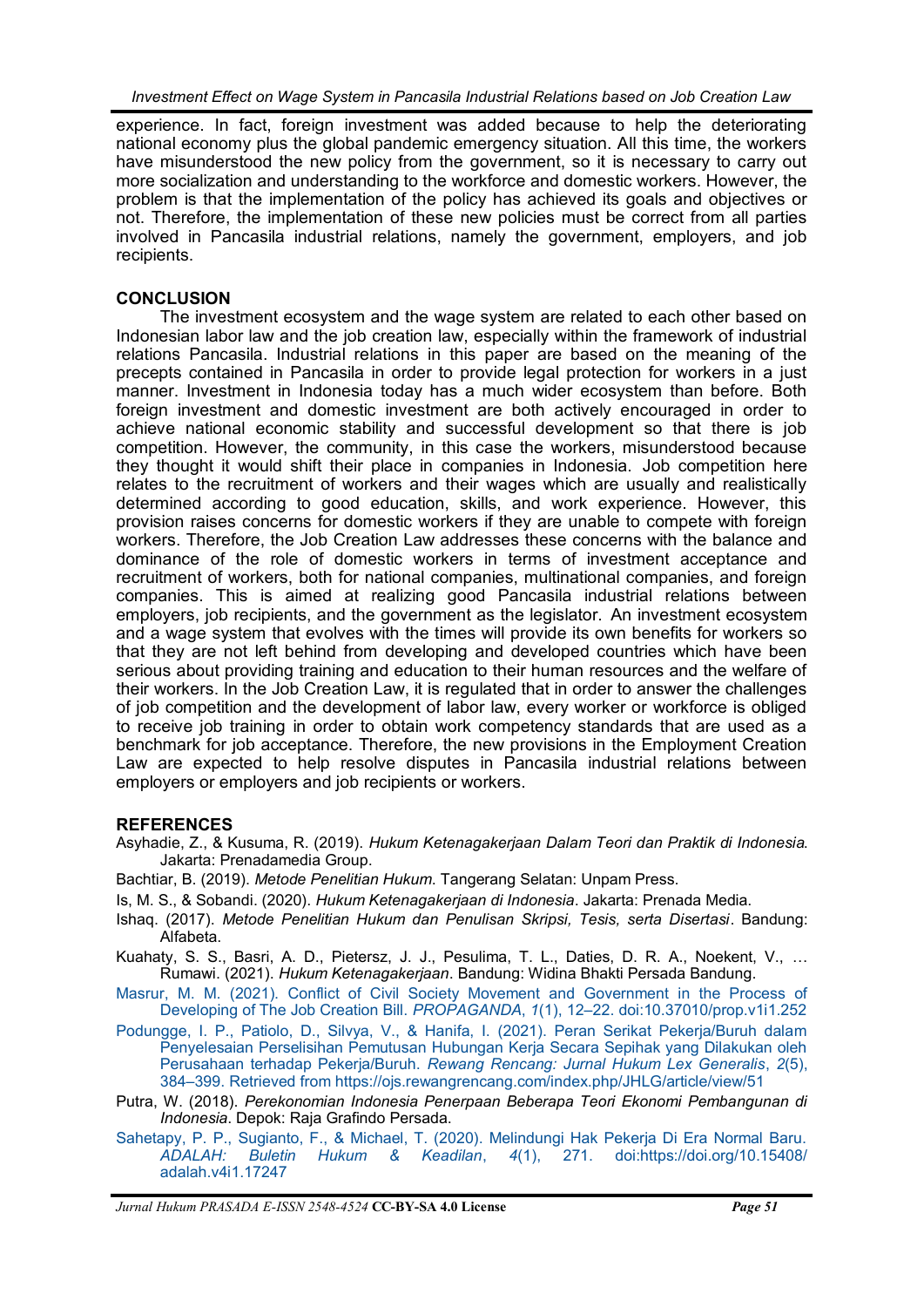experience. In fact, foreign investment was added because to help the deteriorating national economy plus the global pandemic emergency situation. All this time, the workers have misunderstood the new policy from the government, so it is necessary to carry out more socialization and understanding to the workforce and domestic workers. However, the problem is that the implementation of the policy has achieved its goals and objectives or not. Therefore, the implementation of these new policies must be correct from all parties involved in Pancasila industrial relations, namely the government, employers, and job recipients.

## CONCLUSION

The investment ecosystem and the wage system are related to each other based on Indonesian labor law and the job creation law, especially within the framework of industrial relations Pancasila. Industrial relations in this paper are based on the meaning of the precepts contained in Pancasila in order to provide legal protection for workers in a just manner. Investment in Indonesia today has a much wider ecosystem than before. Both foreign investment and domestic investment are both actively encouraged in order to achieve national economic stability and successful development so that there is job competition. However, the community, in this case the workers, misunderstood because they thought it would shift their place in companies in Indonesia. Job competition here relates to the recruitment of workers and their wages which are usually and realistically determined according to good education, skills, and work experience. However, this provision raises concerns for domestic workers if they are unable to compete with foreign workers. Therefore, the Job Creation Law addresses these concerns with the balance and dominance of the role of domestic workers in terms of investment acceptance and recruitment of workers, both for national companies, multinational companies, and foreign companies. This is aimed at realizing good Pancasila industrial relations between employers, job recipients, and the government as the legislator. An investment ecosystem and a wage system that evolves with the times will provide its own benefits for workers so that they are not left behind from developing and developed countries which have been serious about providing training and education to their human resources and the welfare of their workers. In the Job Creation Law, it is regulated that in order to answer the challenges of job competition and the development of labor law, every worker or workforce is obliged to receive job training in order to obtain work competency standards that are used as a benchmark for job acceptance. Therefore, the new provisions in the Employment Creation Law are expected to help resolve disputes in Pancasila industrial relations between employers or employers and job recipients or workers.

## REFERENCES

Asyhadie, Z., & Kusuma, R. (2019). *Hukum Ketenagakerjaan Dalam Teori dan Praktik di Indonesia*. Jakarta: Prenadamedia Group.

Bachtiar, B. (2019). *Metode Penelitian Hukum*. Tangerang Selatan: Unpam Press.

Is, M. S., & Sobandi. (2020). *Hukum Ketenagakerjaan di Indonesia*. Jakarta: Prenada Media.

Ishaq. (2017). *Metode Penelitian Hukum dan Penulisan Skripsi, Tesis, serta Disertasi*. Bandung: Alfabeta.

Kuahaty, S. S., Basri, A. D., Pietersz, J. J., Pesulima, T. L., Daties, D. R. A., Noekent, V., … Rumawi. (2021). *Hukum Ketenagakerjaan*. Bandung: Widina Bhakti Persada Bandung.

Masrur, M. M. (2021). Conflict of Civil Society Movement and Government in the Process of Developing of The Job Creation Bill. *PROPAGANDA*, *1*(1), 12–22. doi:10.37010/prop.v1i1.252

Podungge, I. P., Patiolo, D., Silvya, V., & Hanifa, I. (2021). Peran Serikat Pekerja/Buruh dalam Penyelesaian Perselisihan Pemutusan Hubungan Kerja Secara Sepihak yang Dilakukan oleh Perusahaan terhadap Pekerja/Buruh. *Rewang Rencang: Jurnal Hukum Lex Generalis*, *2*(5), 384–399. Retrieved from https://ojs.rewangrencang.com/index.php/JHLG/article/view/51

Putra, W. (2018). *Perekonomian Indonesia Penerpaan Beberapa Teori Ekonomi Pembangunan di Indonesia*. Depok: Raja Grafindo Persada.

Sahetapy, P. P., Sugianto, F., & Michael, T. (2020). Melindungi Hak Pekerja Di Era Normal Baru. *ADALAH: Buletin Hukum & Keadilan*, *4*(1), 271. doi:https://doi.org/10.15408/adalah.v4i1.17247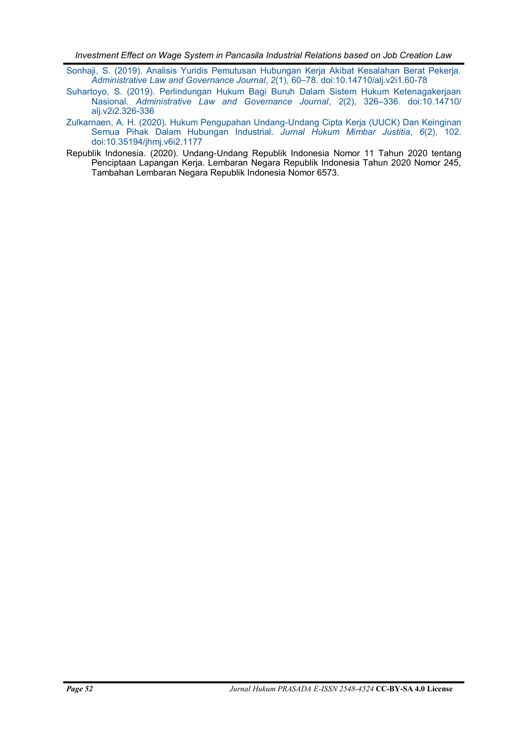Sonhaji, S. (2019). Analisis Yuridis Pemutusan Hubungan Kerja Akibat Kesalahan Berat Pekerja. *Administrative Law and Governance Journal*, *2*(1), 60–78. doi:10.14710/alj.v2i1.60-78

Suhartoyo, S. (2019). Perlindungan Hukum Bagi Buruh Dalam Sistem Hukum Ketenagakerjaan Nasional. *Administrative Law and Governance Journal*, *2*(2), 326–336. doi:10.14710/alj.v2i2.326-336

Zulkarnaen, A. H. (2020). Hukum Pengupahan Undang-Undang Cipta Kerja (UUCK) Dan Keinginan Semua Pihak Dalam Hubungan Industrial. *Jurnal Hukum Mimbar Justitia*, *6*(2), 102. doi:10.35194/jhmj.v6i2.1177

Republik Indonesia. (2020). Undang-Undang Republik Indonesia Nomor 11 Tahun 2020 tentang Penciptaan Lapangan Kerja. Lembaran Negara Republik Indonesia Tahun 2020 Nomor 245, Tambahan Lembaran Negara Republik Indonesia Nomor 6573.